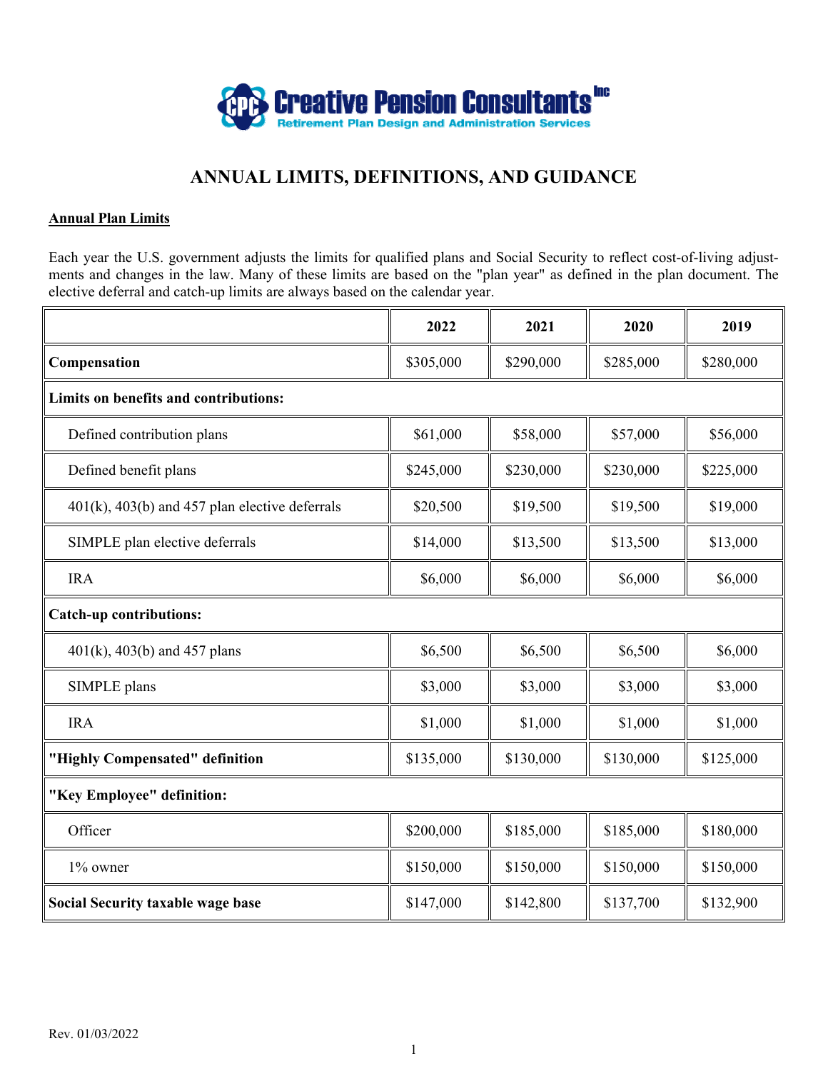Creative Pension Consultants Inc

Retirement Plan Design and Administration Services

# ANNUAL LIMITS, DEFINITIONS, AND GUIDANCE

## Annual Plan Limits

Each year the U.S. government adjusts the limits for qualified plans and Social Security to reflect cost-of-living adjustments and changes in the law. Many of these limits are based on the "plan year" as defined in the plan document. The elective deferral and catch-up limits are always based on the calendar year.

| | 2022 | 2021 | 2020 | 2019 |
|---|---|---|---|---|
| **Compensation** | $305,000 | $290,000 | $285,000 | $280,000 |
| **Limits on benefits and contributions:** | | | | |
| Defined contribution plans | $61,000 | $58,000 | $57,000 | $56,000 |
| Defined benefit plans | $245,000 | $230,000 | $230,000 | $225,000 |
| 401(k), 403(b) and 457 plan elective deferrals | $20,500 | $19,500 | $19,500 | $19,000 |
| SIMPLE plan elective deferrals | $14,000 | $13,500 | $13,500 | $13,000 |
| IRA | $6,000 | $6,000 | $6,000 | $6,000 |
| **Catch-up contributions:** | | | | |
| 401(k), 403(b) and 457 plans | $6,500 | $6,500 | $6,500 | $6,000 |
| SIMPLE plans | $3,000 | $3,000 | $3,000 | $3,000 |
| IRA | $1,000 | $1,000 | $1,000 | $1,000 |
| **"Highly Compensated" definition** | $135,000 | $130,000 | $130,000 | $125,000 |
| **"Key Employee" definition:** | | | | |
| Officer | $200,000 | $185,000 | $185,000 | $180,000 |
| 1% owner | $150,000 | $150,000 | $150,000 | $150,000 |
| **Social Security taxable wage base** | $147,000 | $142,800 | $137,700 | $132,900 |

Rev. 01/03/2022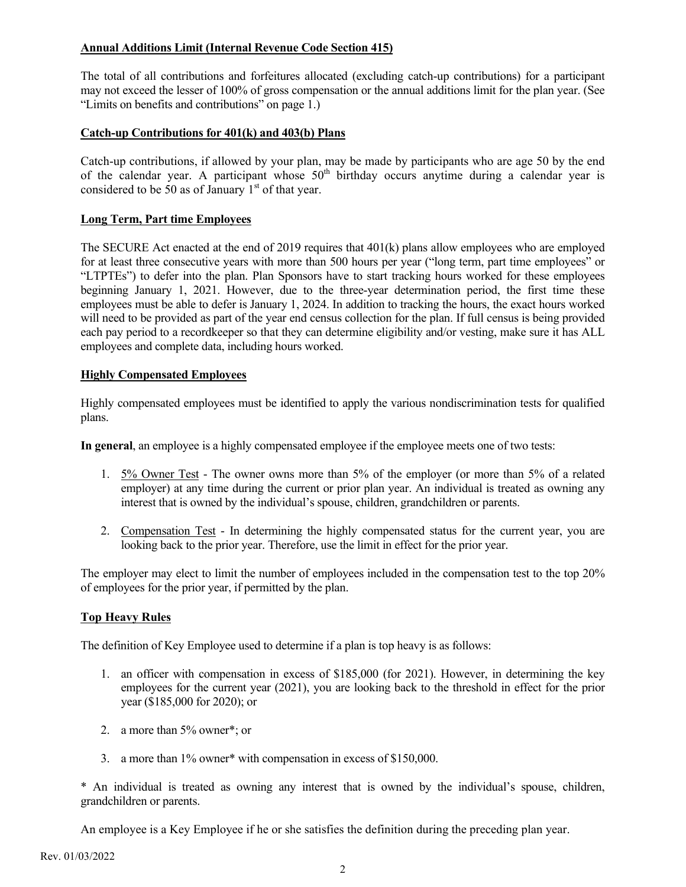## Annual Additions Limit (Internal Revenue Code Section 415)

The total of all contributions and forfeitures allocated (excluding catch-up contributions) for a participant may not exceed the lesser of 100% of gross compensation or the annual additions limit for the plan year. (See "Limits on benefits and contributions" on page 1.)

## Catch-up Contributions for 401(k) and 403(b) Plans

Catch-up contributions, if allowed by your plan, may be made by participants who are age 50 by the end of the calendar year. A participant whose 50th birthday occurs anytime during a calendar year is considered to be 50 as of January 1st of that year.

## Long Term, Part time Employees

The SECURE Act enacted at the end of 2019 requires that 401(k) plans allow employees who are employed for at least three consecutive years with more than 500 hours per year ("long term, part time employees" or "LTPTEs") to defer into the plan. Plan Sponsors have to start tracking hours worked for these employees beginning January 1, 2021. However, due to the three-year determination period, the first time these employees must be able to defer is January 1, 2024. In addition to tracking the hours, the exact hours worked will need to be provided as part of the year end census collection for the plan. If full census is being provided each pay period to a recordkeeper so that they can determine eligibility and/or vesting, make sure it has ALL employees and complete data, including hours worked.

## Highly Compensated Employees

Highly compensated employees must be identified to apply the various nondiscrimination tests for qualified plans.

**In general**, an employee is a highly compensated employee if the employee meets one of two tests:

1. 5% Owner Test - The owner owns more than 5% of the employer (or more than 5% of a related employer) at any time during the current or prior plan year. An individual is treated as owning any interest that is owned by the individual's spouse, children, grandchildren or parents.

2. Compensation Test - In determining the highly compensated status for the current year, you are looking back to the prior year. Therefore, use the limit in effect for the prior year.

The employer may elect to limit the number of employees included in the compensation test to the top 20% of employees for the prior year, if permitted by the plan.

## Top Heavy Rules

The definition of Key Employee used to determine if a plan is top heavy is as follows:

1. an officer with compensation in excess of $185,000 (for 2021). However, in determining the key employees for the current year (2021), you are looking back to the threshold in effect for the prior year ($185,000 for 2020); or

2. a more than 5% owner*; or

3. a more than 1% owner* with compensation in excess of $150,000.

* An individual is treated as owning any interest that is owned by the individual's spouse, children, grandchildren or parents.

An employee is a Key Employee if he or she satisfies the definition during the preceding plan year.

Rev. 01/03/2022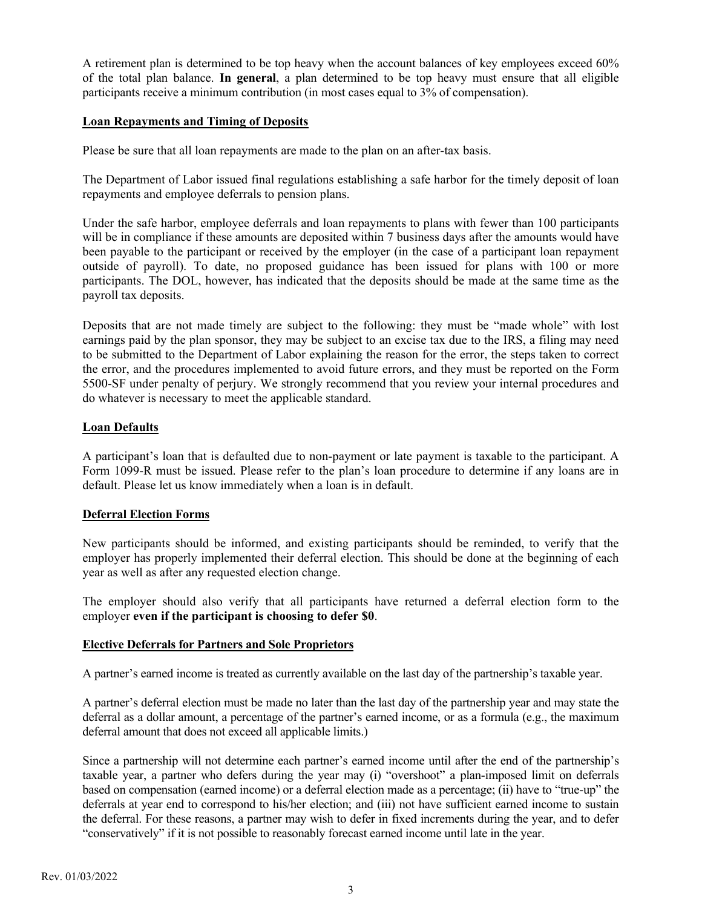A retirement plan is determined to be top heavy when the account balances of key employees exceed 60% of the total plan balance. **In general**, a plan determined to be top heavy must ensure that all eligible participants receive a minimum contribution (in most cases equal to 3% of compensation).

### Loan Repayments and Timing of Deposits

Please be sure that all loan repayments are made to the plan on an after-tax basis.

The Department of Labor issued final regulations establishing a safe harbor for the timely deposit of loan repayments and employee deferrals to pension plans.

Under the safe harbor, employee deferrals and loan repayments to plans with fewer than 100 participants will be in compliance if these amounts are deposited within 7 business days after the amounts would have been payable to the participant or received by the employer (in the case of a participant loan repayment outside of payroll). To date, no proposed guidance has been issued for plans with 100 or more participants. The DOL, however, has indicated that the deposits should be made at the same time as the payroll tax deposits.

Deposits that are not made timely are subject to the following: they must be "made whole" with lost earnings paid by the plan sponsor, they may be subject to an excise tax due to the IRS, a filing may need to be submitted to the Department of Labor explaining the reason for the error, the steps taken to correct the error, and the procedures implemented to avoid future errors, and they must be reported on the Form 5500-SF under penalty of perjury. We strongly recommend that you review your internal procedures and do whatever is necessary to meet the applicable standard.

### Loan Defaults

A participant's loan that is defaulted due to non-payment or late payment is taxable to the participant. A Form 1099-R must be issued. Please refer to the plan's loan procedure to determine if any loans are in default. Please let us know immediately when a loan is in default.

### Deferral Election Forms

New participants should be informed, and existing participants should be reminded, to verify that the employer has properly implemented their deferral election. This should be done at the beginning of each year as well as after any requested election change.

The employer should also verify that all participants have returned a deferral election form to the employer **even if the participant is choosing to defer $0**.

### Elective Deferrals for Partners and Sole Proprietors

A partner's earned income is treated as currently available on the last day of the partnership's taxable year.

A partner's deferral election must be made no later than the last day of the partnership year and may state the deferral as a dollar amount, a percentage of the partner's earned income, or as a formula (e.g., the maximum deferral amount that does not exceed all applicable limits.)

Since a partnership will not determine each partner's earned income until after the end of the partnership's taxable year, a partner who defers during the year may (i) "overshoot" a plan-imposed limit on deferrals based on compensation (earned income) or a deferral election made as a percentage; (ii) have to "true-up" the deferrals at year end to correspond to his/her election; and (iii) not have sufficient earned income to sustain the deferral. For these reasons, a partner may wish to defer in fixed increments during the year, and to defer "conservatively" if it is not possible to reasonably forecast earned income until late in the year.

Rev. 01/03/2022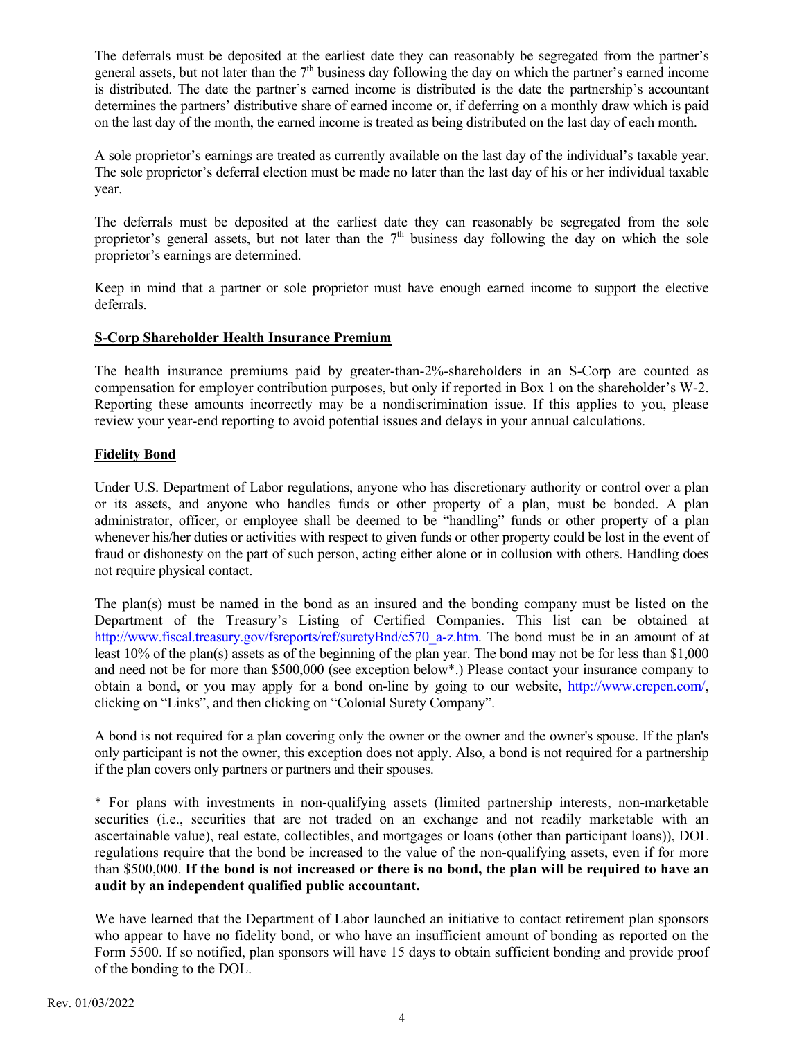The deferrals must be deposited at the earliest date they can reasonably be segregated from the partner's general assets, but not later than the 7th business day following the day on which the partner's earned income is distributed. The date the partner's earned income is distributed is the date the partnership's accountant determines the partners' distributive share of earned income or, if deferring on a monthly draw which is paid on the last day of the month, the earned income is treated as being distributed on the last day of each month.

A sole proprietor's earnings are treated as currently available on the last day of the individual's taxable year. The sole proprietor's deferral election must be made no later than the last day of his or her individual taxable year.

The deferrals must be deposited at the earliest date they can reasonably be segregated from the sole proprietor's general assets, but not later than the 7th business day following the day on which the sole proprietor's earnings are determined.

Keep in mind that a partner or sole proprietor must have enough earned income to support the elective deferrals.

**S-Corp Shareholder Health Insurance Premium**

The health insurance premiums paid by greater-than-2%-shareholders in an S-Corp are counted as compensation for employer contribution purposes, but only if reported in Box 1 on the shareholder's W-2. Reporting these amounts incorrectly may be a nondiscrimination issue. If this applies to you, please review your year-end reporting to avoid potential issues and delays in your annual calculations.

**Fidelity Bond**

Under U.S. Department of Labor regulations, anyone who has discretionary authority or control over a plan or its assets, and anyone who handles funds or other property of a plan, must be bonded. A plan administrator, officer, or employee shall be deemed to be "handling" funds or other property of a plan whenever his/her duties or activities with respect to given funds or other property could be lost in the event of fraud or dishonesty on the part of such person, acting either alone or in collusion with others. Handling does not require physical contact.

The plan(s) must be named in the bond as an insured and the bonding company must be listed on the Department of the Treasury's Listing of Certified Companies. This list can be obtained at http://www.fiscal.treasury.gov/fsreports/ref/suretyBnd/c570_a-z.htm. The bond must be in an amount of at least 10% of the plan(s) assets as of the beginning of the plan year. The bond may not be for less than $1,000 and need not be for more than $500,000 (see exception below*.) Please contact your insurance company to obtain a bond, or you may apply for a bond on-line by going to our website, http://www.crepen.com/, clicking on "Links", and then clicking on "Colonial Surety Company".

A bond is not required for a plan covering only the owner or the owner and the owner's spouse. If the plan's only participant is not the owner, this exception does not apply. Also, a bond is not required for a partnership if the plan covers only partners or partners and their spouses.

* For plans with investments in non-qualifying assets (limited partnership interests, non-marketable securities (i.e., securities that are not traded on an exchange and not readily marketable with an ascertainable value), real estate, collectibles, and mortgages or loans (other than participant loans)), DOL regulations require that the bond be increased to the value of the non-qualifying assets, even if for more than $500,000. **If the bond is not increased or there is no bond, the plan will be required to have an audit by an independent qualified public accountant.**

We have learned that the Department of Labor launched an initiative to contact retirement plan sponsors who appear to have no fidelity bond, or who have an insufficient amount of bonding as reported on the Form 5500. If so notified, plan sponsors will have 15 days to obtain sufficient bonding and provide proof of the bonding to the DOL.

Rev. 01/03/2022